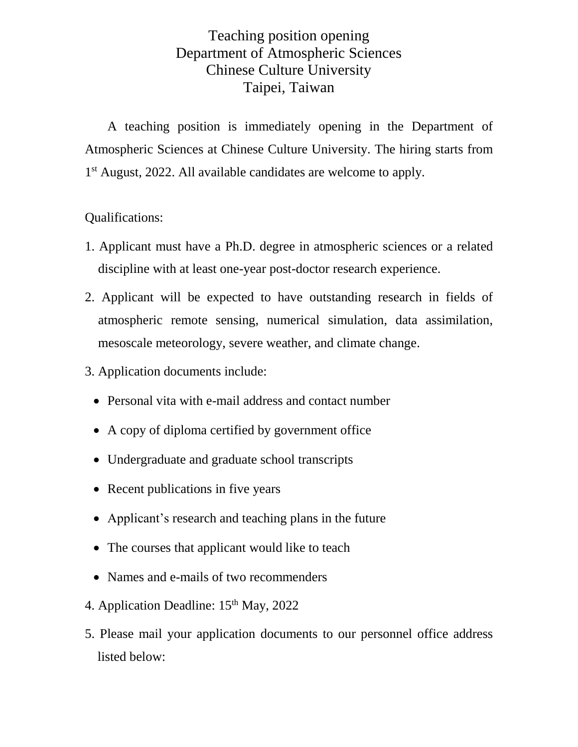# Teaching position opening
# Department of Atmospheric Sciences
# Chinese Culture University
# Taipei, Taiwan

A teaching position is immediately opening in the Department of Atmospheric Sciences at Chinese Culture University. The hiring starts from 1st August, 2022. All available candidates are welcome to apply.

Qualifications:

1. Applicant must have a Ph.D. degree in atmospheric sciences or a related discipline with at least one-year post-doctor research experience.
2. Applicant will be expected to have outstanding research in fields of atmospheric remote sensing, numerical simulation, data assimilation, mesoscale meteorology, severe weather, and climate change.
3. Application documents include:
   - Personal vita with e-mail address and contact number
   - A copy of diploma certified by government office
   - Undergraduate and graduate school transcripts
   - Recent publications in five years
   - Applicant's research and teaching plans in the future
   - The courses that applicant would like to teach
   - Names and e-mails of two recommenders
4. Application Deadline: 15th May, 2022
5. Please mail your application documents to our personnel office address listed below: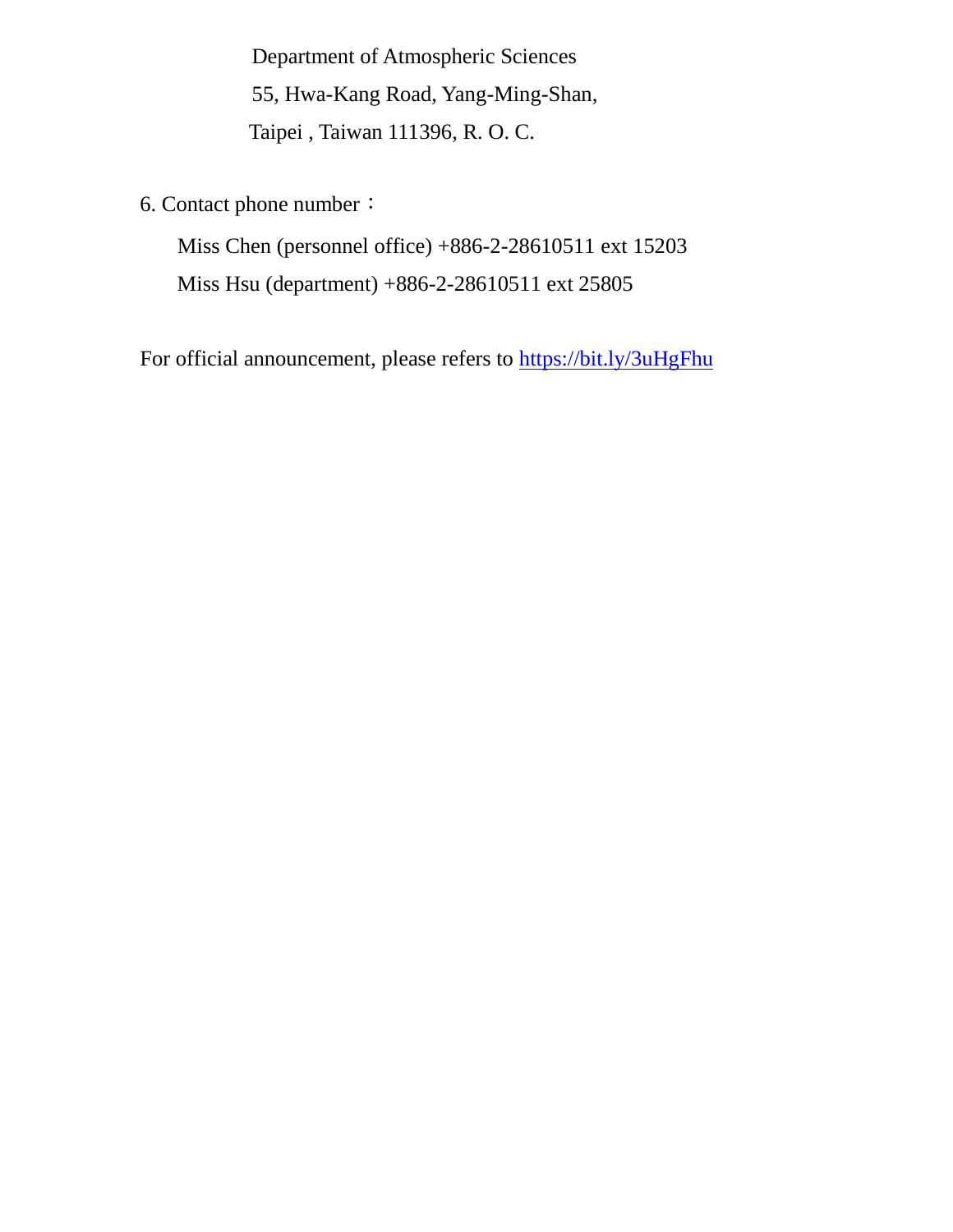Department of Atmospheric Sciences

55, Hwa-Kang Road, Yang-Ming-Shan,

Taipei , Taiwan 111396, R. O. C.

6. Contact phone number：

   Miss Chen (personnel office) +886-2-28610511 ext 15203

   Miss Hsu (department) +886-2-28610511 ext 25805

For official announcement, please refers to [https://bit.ly/3uHgFhu](https://bit.ly/3uHgFhu)